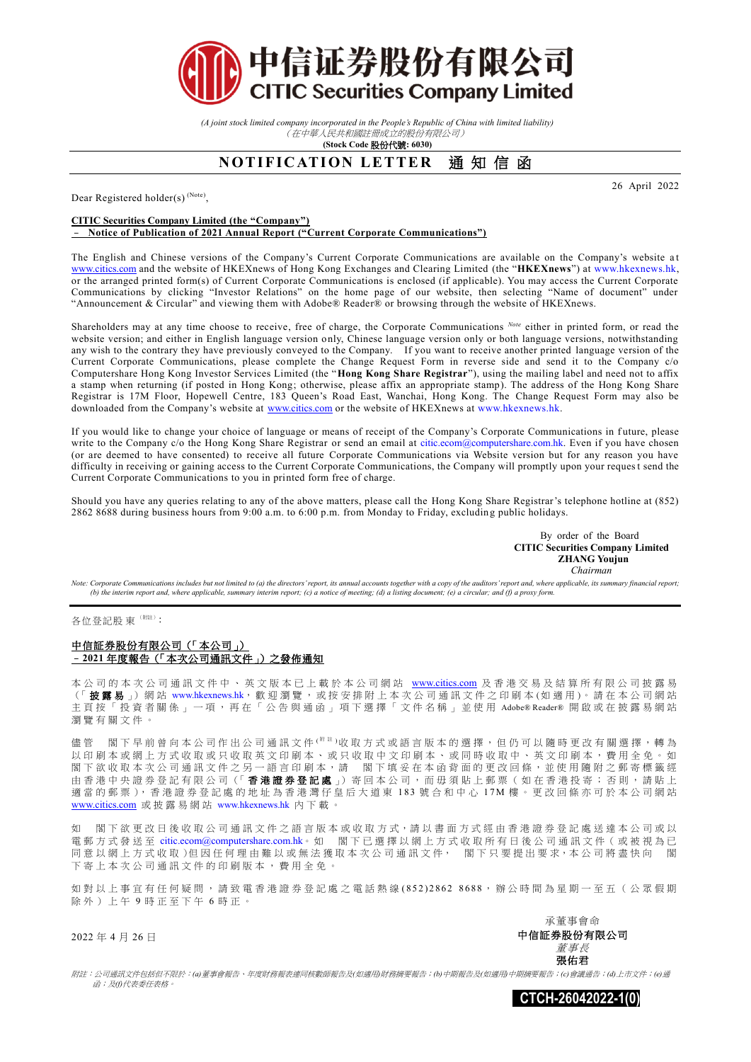# 中信证券股份有限公司
# CITIC Securities Company Limited

*(A joint stock limited company incorporated in the People's Republic of China with limited liability)*
*（在中華人民共和國註冊成立的股份有限公司）*
**(Stock Code 股份代號: 6030)**

## NOTIFICATION LETTER 通知信函

26 April 2022

Dear Registered holder(s) (Note),

**CITIC Securities Company Limited (the "Company")**
**– Notice of Publication of 2021 Annual Report ("Current Corporate Communications")**

The English and Chinese versions of the Company's Current Corporate Communications are available on the Company's website at www.citics.com and the website of HKEXnews of Hong Kong Exchanges and Clearing Limited (the "**HKEXnews**") at www.hkexnews.hk, or the arranged printed form(s) of Current Corporate Communications is enclosed (if applicable). You may access the Current Corporate Communications by clicking "Investor Relations" on the home page of our website, then selecting "Name of document" under "Announcement & Circular" and viewing them with Adobe® Reader® or browsing through the website of HKEXnews.

Shareholders may at any time choose to receive, free of charge, the Corporate Communications *Note* either in printed form, or read the website version; and either in English language version only, Chinese language version only or both language versions, notwithstanding any wish to the contrary they have previously conveyed to the Company. If you want to receive another printed language version of the Current Corporate Communications, please complete the Change Request Form in reverse side and send it to the Company c/o Computershare Hong Kong Investor Services Limited (the "**Hong Kong Share Registrar**"), using the mailing label and need not to affix a stamp when returning (if posted in Hong Kong; otherwise, please affix an appropriate stamp). The address of the Hong Kong Share Registrar is 17M Floor, Hopewell Centre, 183 Queen's Road East, Wanchai, Hong Kong. The Change Request Form may also be downloaded from the Company's website at www.citics.com or the website of HKEXnews at www.hkexnews.hk.

If you would like to change your choice of language or means of receipt of the Company's Corporate Communications in future, please write to the Company c/o the Hong Kong Share Registrar or send an email at citic.ecom@computershare.com.hk. Even if you have chosen (or are deemed to have consented) to receive all future Corporate Communications via Website version but for any reason you have difficulty in receiving or gaining access to the Current Corporate Communications, the Company will promptly upon your request send the Current Corporate Communications to you in printed form free of charge.

Should you have any queries relating to any of the above matters, please call the Hong Kong Share Registrar's telephone hotline at (852) 2862 8688 during business hours from 9:00 a.m. to 6:00 p.m. from Monday to Friday, excluding public holidays.

By order of the Board
**CITIC Securities Company Limited**
**ZHANG Youjun**
*Chairman*

*Note: Corporate Communications includes but not limited to (a) the directors' report, its annual accounts together with a copy of the auditors' report and, where applicable, its summary financial report; (b) the interim report and, where applicable, summary interim report; (c) a notice of meeting; (d) a listing document; (e) a circular; and (f) a proxy form.*

---

各位登記股東（附註）：

**中信証券股份有限公司（「本公司」）**
**－2021年度報告（「本次公司通訊文件」）之發佈通知**

本公司的本次公司通訊文件中、英文版本已上載於本公司網站 www.citics.com 及香港交易及結算所有限公司披露易（「**披露易**」）網站 www.hkexnews.hk，歡迎瀏覽，或按安排附上本次公司通訊文件之印刷本(如適用)。請在本公司網站主頁按「投資者關係」一項，再在「公告與通函」項下選擇「文件名稱」並使用 Adobe® Reader® 開啟或在披露易網站瀏覽有關文件。

儘管 閣下早前曾向本公司作出公司通訊文件(附註)收取方式或語言版本的選擇，但仍可以隨時更改有關選擇，轉為以印刷本或網上方式收取或只收取英文印刷本、或只收取中文印刷本、或同時收取中、英文印刷本，費用全免。如閣下欲收取本次公司通訊文件之另一語言印刷本，請 閣下填妥在本函背面的更改回條，並使用隨附之郵寄標籤經由香港中央證券登記有限公司（「**香港證券登記處**」）寄回本公司，而毋須貼上郵票（如在香港投寄；否則，請貼上適當的郵票），香港證券登記處的地址為香港灣仔皇后大道東183號合和中心17M樓。更改回條亦可於本公司網站 www.citics.com 或披露易網站 www.hkexnews.hk 內下載。

如 閣下欲更改日後收取公司通訊文件之語言版本或收取方式，請以書面方式經由香港證券登記處送達本公司或以電郵方式發送至 citic.ecom@computershare.com.hk。如 閣下已選擇以網上方式收取所有日後公司通訊文件（或被視為已同意以網上方式收取）但因任何理由難以或無法獲取本次公司通訊文件， 閣下只要提出要求，本公司將盡快向 閣下寄上本次公司通訊文件的印刷版本，費用全免。

如對以上事宜有任何疑問，請致電香港證券登記處之電話熱線(852)2862 8688，辦公時間為星期一至五（公眾假期除外）上午9時正至下午6時正。

承董事會命
**中信証券股份有限公司**
*董事長*
**張佑君**

2022年4月26日

*附註：公司通訊文件包括但不限於：(a)董事會報告、年度財務報表連同核數師報告及(如適用)財務摘要報告；(b)中期報告及(如適用)中期摘要報告；(c)會議通告；(d)上市文件；(e)通函；及(f)代表委任表格。*

CTCH-26042022-1(0)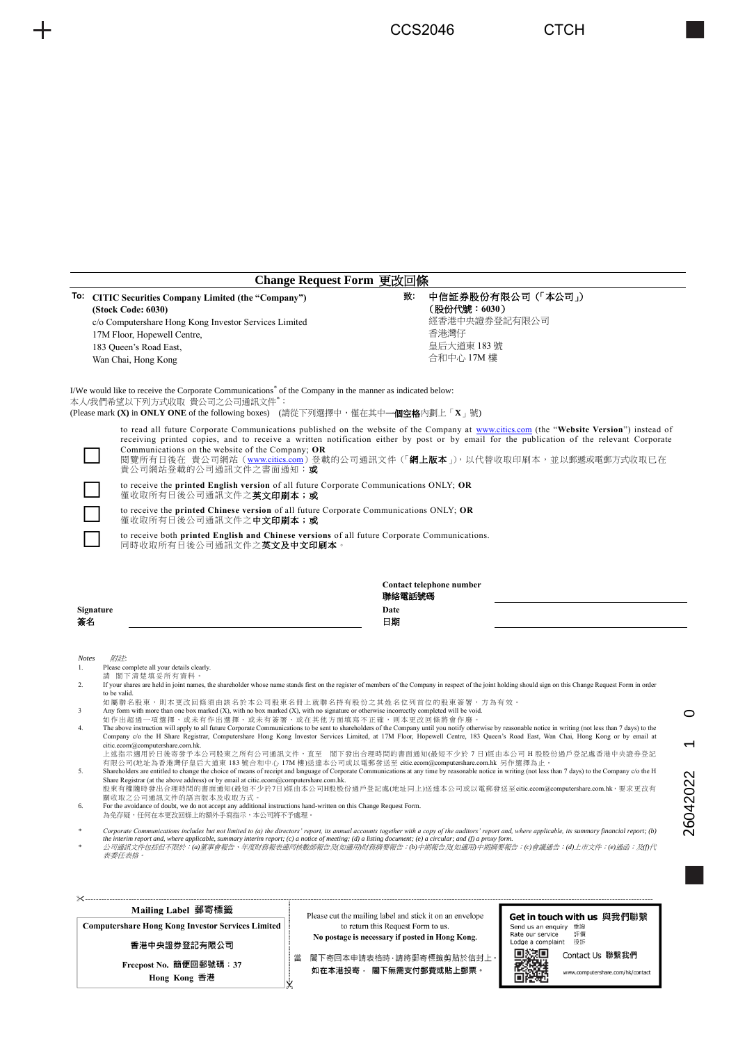# Change Request Form 更改回條

**To: CITIC Securities Company Limited (the "Company")**
**(Stock Code: 6030)**
c/o Computershare Hong Kong Investor Services Limited
17M Floor, Hopewell Centre,
183 Queen's Road East,
Wan Chai, Hong Kong

**致： 中信証券股份有限公司（「本公司」）**
**（股份代號：6030）**
經香港中央證券登記有限公司
香港灣仔
皇后大道東183號
合和中心17M樓

I/We would like to receive the Corporate Communications* of the Company in the manner as indicated below:
本人/我們希望以下列方式收取 貴公司之公司通訊文件*：
(Please mark **(X)** in **ONLY ONE** of the following boxes) （請從下列選擇中，僅在其中**一個空格**內劃上「**X**」號）

☐ to read all future Corporate Communications published on the website of the Company at www.citics.com (the "**Website Version**") instead of receiving printed copies, and to receive a written notification either by post or by email for the publication of the relevant Corporate Communications on the website of the Company; **OR**
閱覽所有日後在 貴公司網站（www.citics.com）登載的公司通訊文件（「**網上版本**」），以代替收取印刷本，並以郵遞或電郵方式收取已在貴公司網站登載的公司通訊文件之書面通知；**或**

☐ to receive the **printed English version** of all future Corporate Communications ONLY; **OR**
僅收取所有日後公司通訊文件之**英文印刷本；或**

☐ to receive the **printed Chinese version** of all future Corporate Communications ONLY; **OR**
僅收取所有日後公司通訊文件之**中文印刷本；或**

☐ to receive both **printed English and Chinese versions** of all future Corporate Communications.
同時收取所有日後公司通訊文件之**英文及中文印刷本**。

**Contact telephone number 聯絡電話號碼** ____________________

**Signature 簽名** ____________________ **Date 日期** ____________________

*Notes 附註:*

1. Please complete all your details clearly.
請 閣下清楚填妥所有資料。
2. If your shares are held in joint names, the shareholder whose name stands first on the register of members of the Company in respect of the joint holding should sign on this Change Request Form in order to be valid.
如屬聯名股東，則本更改回條須由該名於本公司股東名冊上就聯名持有股份之其姓名位列首位的股東簽署，方為有效。
3. Any form with more than one box marked (X), with no box marked (X), with no signature or otherwise incorrectly completed will be void.
如作出超過一項選擇、或未有作出選擇、或未有簽署、或在其他方面填寫不正確，則本更改回條將會作廢。
4. The above instruction will apply to all future Corporate Communications to be sent to shareholders of the Company until you notify otherwise by reasonable notice in writing (not less than 7 days) to the Company c/o the H Share Registrar, Computershare Hong Kong Investor Services Limited, at 17M Floor, Hopewell Centre, 183 Queen's Road East, Wan Chai, Hong Kong or by email at citic.ecom@computershare.com.hk.
上述指示適用於日後寄發予本公司股東之所有公司通訊文件，直至 閣下發出合理時間的書面通知(最短不少於7日)經由本公司H股股份過戶登記處香港中央證券登記有限公司(地址為香港灣仔皇后大道東183號合和中心17M樓)送達本公司或以電郵發送至citic.ecom@computershare.com.hk 另作選擇為止。
5. Shareholders are entitled to change the choice of means of receipt and language of Corporate Communications at any time by reasonable notice in writing (not less than 7 days) to the Company c/o the H Share Registrar (at the above address) or by email at citic.ecom@computershare.com.hk.
股東有權隨時發出合理時間的書面通知(最短不少於7日)經由本公司H股股份過戶登記處(地址同上)送達本公司或以電郵發送至citic.ecom@computershare.com.hk，要求更改有關收取之公司通訊文件的語言版本及收取方式。
6. For the avoidance of doubt, we do not accept any additional instructions hand-written on this Change Request Form.
為免存疑，任何在本更改回條上的額外手寫指示，本公司將不予處理。

\* *Corporate Communications includes but not limited to (a) the directors' report, its annual accounts together with a copy of the auditors' report and, where applicable, its summary financial report; (b) the interim report and, where applicable, summary interim report; (c) a notice of meeting; (d) a listing document; (e) a circular; and (f) a proxy form.*

\* *公司通訊文件包括但不限於：(a)董事會報告、年度財務報表連同核數師報告及(如適用)財務摘要報告；(b)中期報告及(如適用)中期摘要報告；(c)會議通告；(d)上市文件；(e)通函；及(f)代表委任表格。*

---

**Mailing Label 郵寄標籤**

**Computershare Hong Kong Investor Services Limited**
**香港中央證券登記有限公司**
**Freepost No. 簡便回郵號碼：37**
**Hong Kong 香港**

Please cut the mailing label and stick it on an envelope to return this Request Form to us.
**No postage is necessary if posted in Hong Kong.**

當 閣下寄回本申請表格時，請將郵寄標籤剪貼於信封上。
**如在本港投寄， 閣下無需支付郵費或貼上郵票。**

**Get in touch with us 與我們聯繫**
Send us an enquiry 查詢
Rate our service 評價
Lodge a complaint 投訴
Contact Us 聯繫我們
www.computershare.com/hk/contact